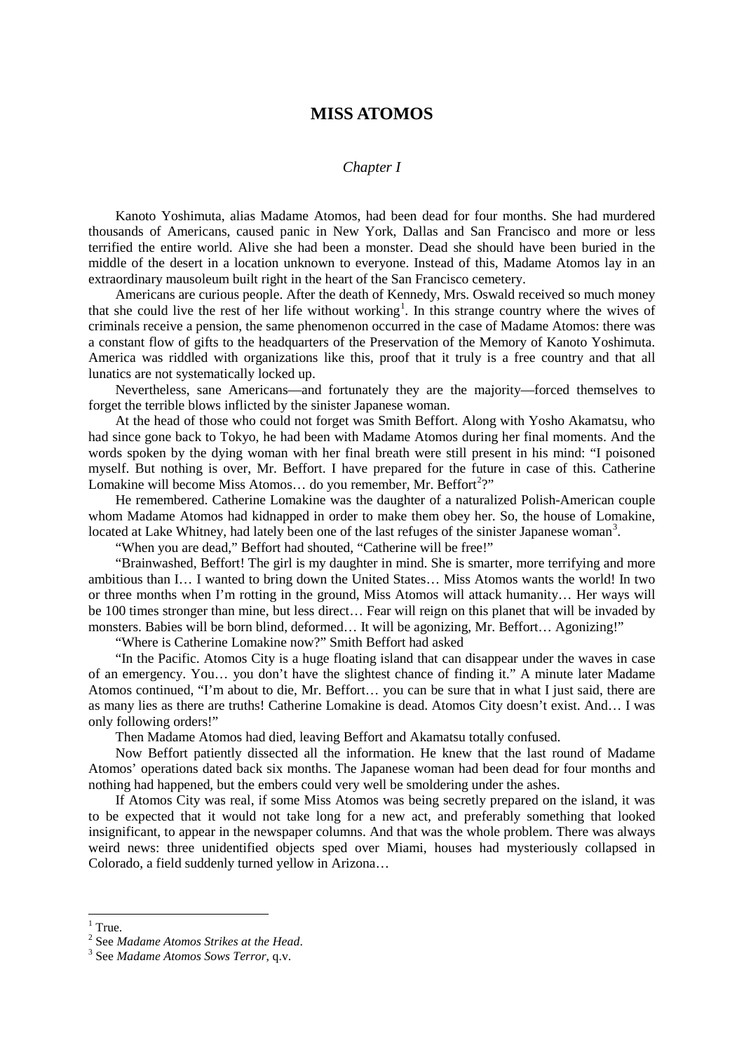# MISS ATOMOS

## *Chapter I*

Kanoto Yoshimuta, alias Madame Atomos, had been dead for four months. She had murdered thousands of Americans, caused panic in New York, Dallas and San Francisco and more or less terrified the entire world. Alive she had been a monster. Dead she should have been buried in the middle of the desert in a location unknown to everyone. Instead of this, Madame Atomos lay in an extraordinary mausoleum built right in the heart of the San Francisco cemetery.

Americans are curious people. After the death of Kennedy, Mrs. Oswald received so much money that she could live the rest of her life without working[1]. In this strange country where the wives of criminals receive a pension, the same phenomenon occurred in the case of Madame Atomos: there was a constant flow of gifts to the headquarters of the Preservation of the Memory of Kanoto Yoshimuta. America was riddled with organizations like this, proof that it truly is a free country and that all lunatics are not systematically locked up.

Nevertheless, sane Americans—and fortunately they are the majority—forced themselves to forget the terrible blows inflicted by the sinister Japanese woman.

At the head of those who could not forget was Smith Beffort. Along with Yosho Akamatsu, who had since gone back to Tokyo, he had been with Madame Atomos during her final moments. And the words spoken by the dying woman with her final breath were still present in his mind: "I poisoned myself. But nothing is over, Mr. Beffort. I have prepared for the future in case of this. Catherine Lomakine will become Miss Atomos… do you remember, Mr. Beffort[2]?"

He remembered. Catherine Lomakine was the daughter of a naturalized Polish-American couple whom Madame Atomos had kidnapped in order to make them obey her. So, the house of Lomakine, located at Lake Whitney, had lately been one of the last refuges of the sinister Japanese woman[3].

"When you are dead," Beffort had shouted, "Catherine will be free!"

"Brainwashed, Beffort! The girl is my daughter in mind. She is smarter, more terrifying and more ambitious than I… I wanted to bring down the United States… Miss Atomos wants the world! In two or three months when I'm rotting in the ground, Miss Atomos will attack humanity… Her ways will be 100 times stronger than mine, but less direct… Fear will reign on this planet that will be invaded by monsters. Babies will be born blind, deformed… It will be agonizing, Mr. Beffort… Agonizing!"

"Where is Catherine Lomakine now?" Smith Beffort had asked

"In the Pacific. Atomos City is a huge floating island that can disappear under the waves in case of an emergency. You… you don't have the slightest chance of finding it." A minute later Madame Atomos continued, "I'm about to die, Mr. Beffort… you can be sure that in what I just said, there are as many lies as there are truths! Catherine Lomakine is dead. Atomos City doesn't exist. And… I was only following orders!"

Then Madame Atomos had died, leaving Beffort and Akamatsu totally confused.

Now Beffort patiently dissected all the information. He knew that the last round of Madame Atomos' operations dated back six months. The Japanese woman had been dead for four months and nothing had happened, but the embers could very well be smoldering under the ashes.

If Atomos City was real, if some Miss Atomos was being secretly prepared on the island, it was to be expected that it would not take long for a new act, and preferably something that looked insignificant, to appear in the newspaper columns. And that was the whole problem. There was always weird news: three unidentified objects sped over Miami, houses had mysteriously collapsed in Colorado, a field suddenly turned yellow in Arizona…

---

[1] True.

[2] See *Madame Atomos Strikes at the Head*.

[3] See *Madame Atomos Sows Terror*, q.v.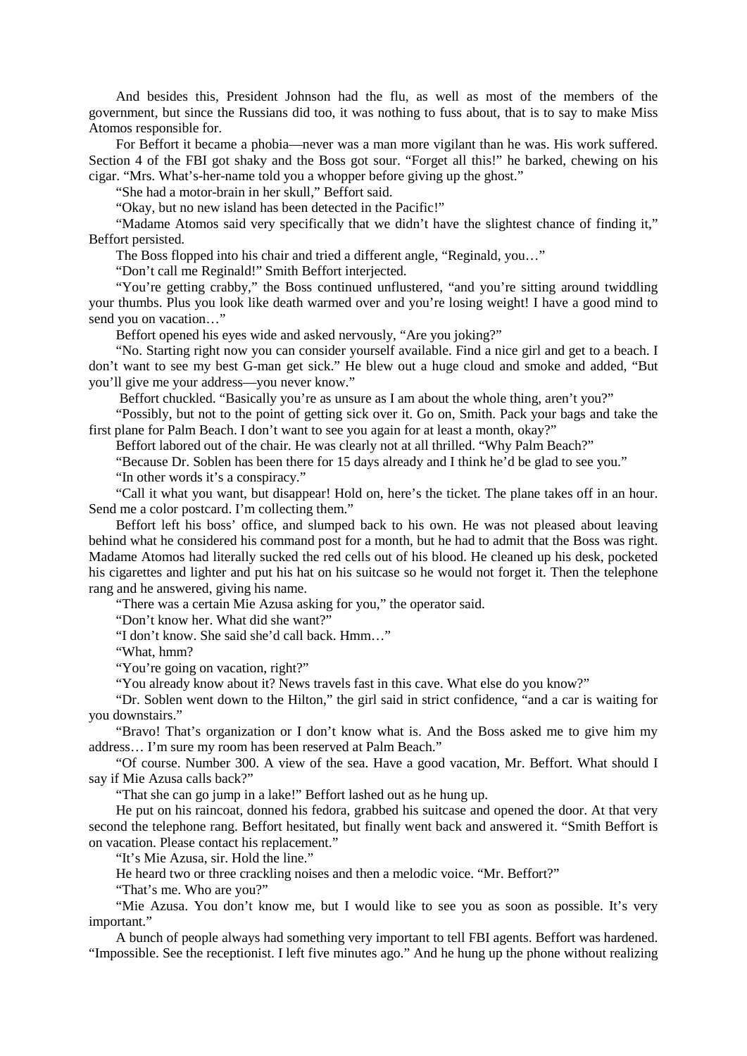And besides this, President Johnson had the flu, as well as most of the members of the government, but since the Russians did too, it was nothing to fuss about, that is to say to make Miss Atomos responsible for.

For Beffort it became a phobia—never was a man more vigilant than he was. His work suffered. Section 4 of the FBI got shaky and the Boss got sour. "Forget all this!" he barked, chewing on his cigar. "Mrs. What's-her-name told you a whopper before giving up the ghost."

"She had a motor-brain in her skull," Beffort said.

"Okay, but no new island has been detected in the Pacific!"

"Madame Atomos said very specifically that we didn't have the slightest chance of finding it," Beffort persisted.

The Boss flopped into his chair and tried a different angle, "Reginald, you…"

"Don't call me Reginald!" Smith Beffort interjected.

"You're getting crabby," the Boss continued unflustered, "and you're sitting around twiddling your thumbs. Plus you look like death warmed over and you're losing weight! I have a good mind to send you on vacation…"

Beffort opened his eyes wide and asked nervously, "Are you joking?"

"No. Starting right now you can consider yourself available. Find a nice girl and get to a beach. I don't want to see my best G-man get sick." He blew out a huge cloud and smoke and added, "But you'll give me your address—you never know."

Beffort chuckled. "Basically you're as unsure as I am about the whole thing, aren't you?"

"Possibly, but not to the point of getting sick over it. Go on, Smith. Pack your bags and take the first plane for Palm Beach. I don't want to see you again for at least a month, okay?"

Beffort labored out of the chair. He was clearly not at all thrilled. "Why Palm Beach?"

"Because Dr. Soblen has been there for 15 days already and I think he'd be glad to see you."

"In other words it's a conspiracy."

"Call it what you want, but disappear! Hold on, here's the ticket. The plane takes off in an hour. Send me a color postcard. I'm collecting them."

Beffort left his boss' office, and slumped back to his own. He was not pleased about leaving behind what he considered his command post for a month, but he had to admit that the Boss was right. Madame Atomos had literally sucked the red cells out of his blood. He cleaned up his desk, pocketed his cigarettes and lighter and put his hat on his suitcase so he would not forget it. Then the telephone rang and he answered, giving his name.

"There was a certain Mie Azusa asking for you," the operator said.

"Don't know her. What did she want?"

"I don't know. She said she'd call back. Hmm…"

"What, hmm?

"You're going on vacation, right?"

"You already know about it? News travels fast in this cave. What else do you know?"

"Dr. Soblen went down to the Hilton," the girl said in strict confidence, "and a car is waiting for you downstairs."

"Bravo! That's organization or I don't know what is. And the Boss asked me to give him my address… I'm sure my room has been reserved at Palm Beach."

"Of course. Number 300. A view of the sea. Have a good vacation, Mr. Beffort. What should I say if Mie Azusa calls back?"

"That she can go jump in a lake!" Beffort lashed out as he hung up.

He put on his raincoat, donned his fedora, grabbed his suitcase and opened the door. At that very second the telephone rang. Beffort hesitated, but finally went back and answered it. "Smith Beffort is on vacation. Please contact his replacement."

"It's Mie Azusa, sir. Hold the line."

He heard two or three crackling noises and then a melodic voice. "Mr. Beffort?"

"That's me. Who are you?"

"Mie Azusa. You don't know me, but I would like to see you as soon as possible. It's very important."

A bunch of people always had something very important to tell FBI agents. Beffort was hardened. "Impossible. See the receptionist. I left five minutes ago." And he hung up the phone without realizing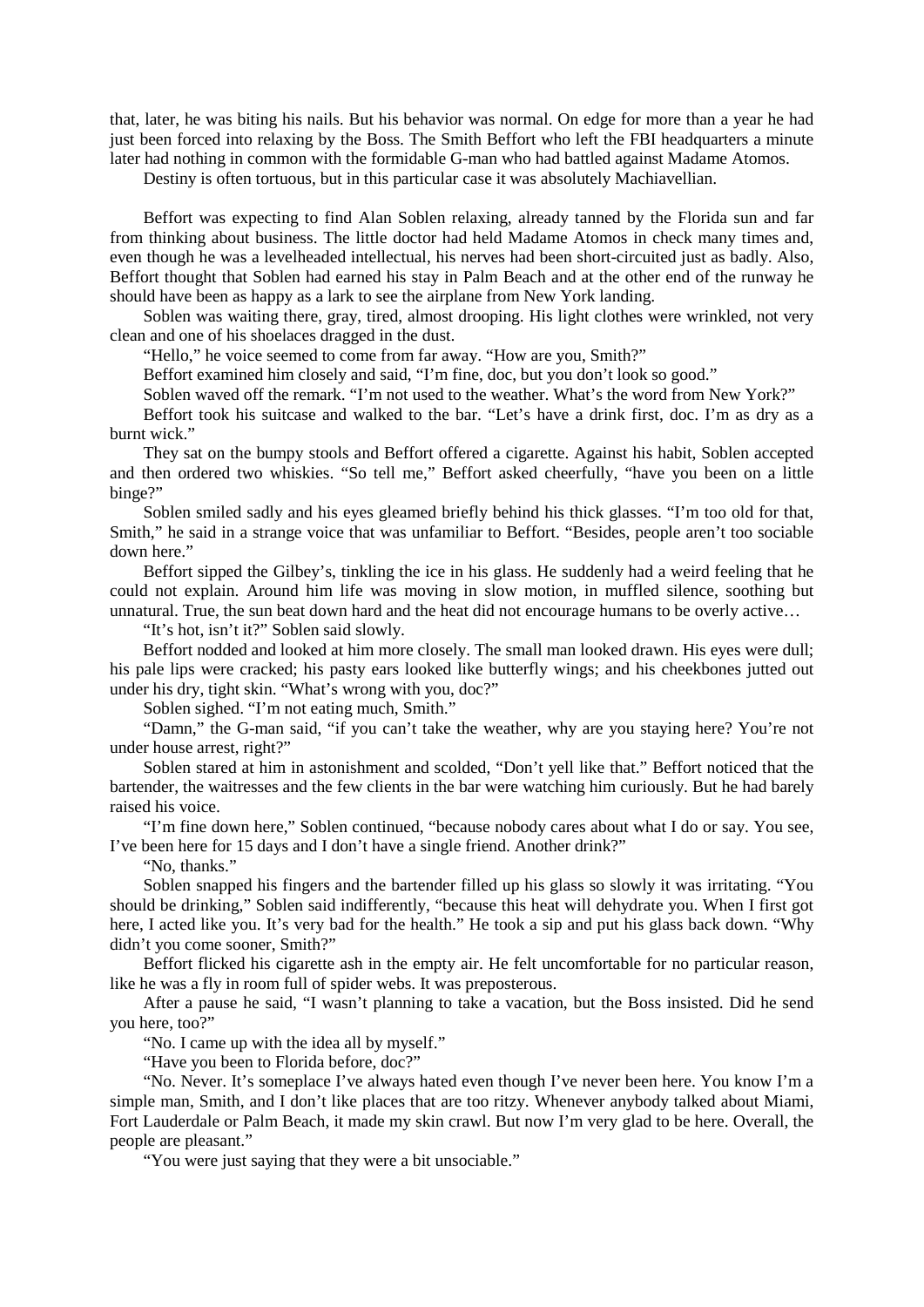that, later, he was biting his nails. But his behavior was normal. On edge for more than a year he had just been forced into relaxing by the Boss. The Smith Beffort who left the FBI headquarters a minute later had nothing in common with the formidable G-man who had battled against Madame Atomos.

Destiny is often tortuous, but in this particular case it was absolutely Machiavellian.

Beffort was expecting to find Alan Soblen relaxing, already tanned by the Florida sun and far from thinking about business. The little doctor had held Madame Atomos in check many times and, even though he was a levelheaded intellectual, his nerves had been short-circuited just as badly. Also, Beffort thought that Soblen had earned his stay in Palm Beach and at the other end of the runway he should have been as happy as a lark to see the airplane from New York landing.

Soblen was waiting there, gray, tired, almost drooping. His light clothes were wrinkled, not very clean and one of his shoelaces dragged in the dust.

"Hello," he voice seemed to come from far away. "How are you, Smith?"

Beffort examined him closely and said, "I'm fine, doc, but you don't look so good."

Soblen waved off the remark. "I'm not used to the weather. What's the word from New York?"

Beffort took his suitcase and walked to the bar. "Let's have a drink first, doc. I'm as dry as a burnt wick."

They sat on the bumpy stools and Beffort offered a cigarette. Against his habit, Soblen accepted and then ordered two whiskies. "So tell me," Beffort asked cheerfully, "have you been on a little binge?"

Soblen smiled sadly and his eyes gleamed briefly behind his thick glasses. "I'm too old for that, Smith," he said in a strange voice that was unfamiliar to Beffort. "Besides, people aren't too sociable down here."

Beffort sipped the Gilbey's, tinkling the ice in his glass. He suddenly had a weird feeling that he could not explain. Around him life was moving in slow motion, in muffled silence, soothing but unnatural. True, the sun beat down hard and the heat did not encourage humans to be overly active…

"It's hot, isn't it?" Soblen said slowly.

Beffort nodded and looked at him more closely. The small man looked drawn. His eyes were dull; his pale lips were cracked; his pasty ears looked like butterfly wings; and his cheekbones jutted out under his dry, tight skin. "What's wrong with you, doc?"

Soblen sighed. "I'm not eating much, Smith."

"Damn," the G-man said, "if you can't take the weather, why are you staying here? You're not under house arrest, right?"

Soblen stared at him in astonishment and scolded, "Don't yell like that." Beffort noticed that the bartender, the waitresses and the few clients in the bar were watching him curiously. But he had barely raised his voice.

"I'm fine down here," Soblen continued, "because nobody cares about what I do or say. You see, I've been here for 15 days and I don't have a single friend. Another drink?"

"No, thanks."

Soblen snapped his fingers and the bartender filled up his glass so slowly it was irritating. "You should be drinking," Soblen said indifferently, "because this heat will dehydrate you. When I first got here, I acted like you. It's very bad for the health." He took a sip and put his glass back down. "Why didn't you come sooner, Smith?"

Beffort flicked his cigarette ash in the empty air. He felt uncomfortable for no particular reason, like he was a fly in room full of spider webs. It was preposterous.

After a pause he said, "I wasn't planning to take a vacation, but the Boss insisted. Did he send you here, too?"

"No. I came up with the idea all by myself."

"Have you been to Florida before, doc?"

"No. Never. It's someplace I've always hated even though I've never been here. You know I'm a simple man, Smith, and I don't like places that are too ritzy. Whenever anybody talked about Miami, Fort Lauderdale or Palm Beach, it made my skin crawl. But now I'm very glad to be here. Overall, the people are pleasant."

"You were just saying that they were a bit unsociable."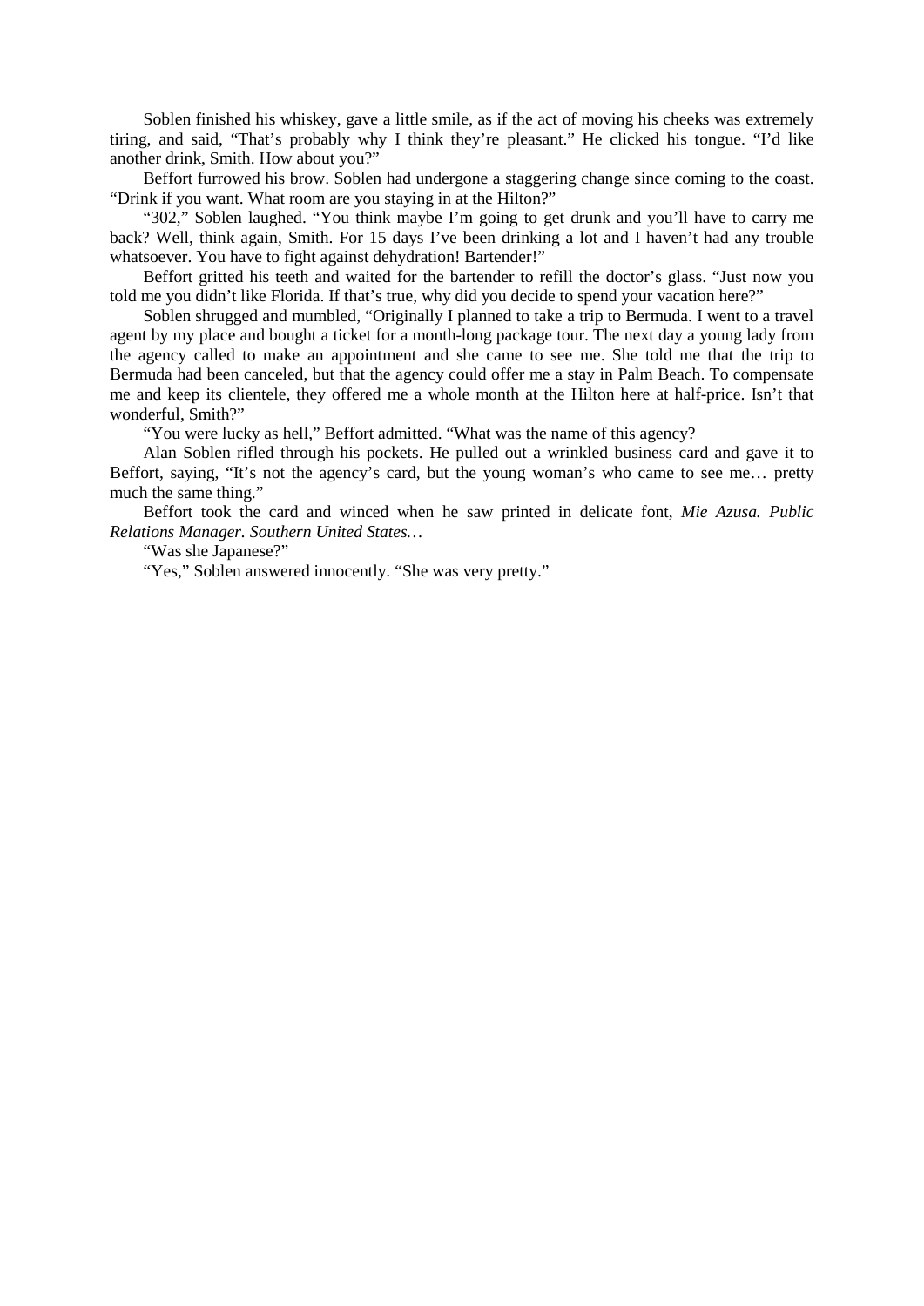Soblen finished his whiskey, gave a little smile, as if the act of moving his cheeks was extremely tiring, and said, "That's probably why I think they're pleasant." He clicked his tongue. "I'd like another drink, Smith. How about you?"

Beffort furrowed his brow. Soblen had undergone a staggering change since coming to the coast. "Drink if you want. What room are you staying in at the Hilton?"

"302," Soblen laughed. "You think maybe I'm going to get drunk and you'll have to carry me back? Well, think again, Smith. For 15 days I've been drinking a lot and I haven't had any trouble whatsoever. You have to fight against dehydration! Bartender!"

Beffort gritted his teeth and waited for the bartender to refill the doctor's glass. "Just now you told me you didn't like Florida. If that's true, why did you decide to spend your vacation here?"

Soblen shrugged and mumbled, "Originally I planned to take a trip to Bermuda. I went to a travel agent by my place and bought a ticket for a month-long package tour. The next day a young lady from the agency called to make an appointment and she came to see me. She told me that the trip to Bermuda had been canceled, but that the agency could offer me a stay in Palm Beach. To compensate me and keep its clientele, they offered me a whole month at the Hilton here at half-price. Isn't that wonderful, Smith?"

"You were lucky as hell," Beffort admitted. "What was the name of this agency?

Alan Soblen rifled through his pockets. He pulled out a wrinkled business card and gave it to Beffort, saying, "It's not the agency's card, but the young woman's who came to see me… pretty much the same thing."

Beffort took the card and winced when he saw printed in delicate font, *Mie Azusa. Public Relations Manager. Southern United States…*

"Was she Japanese?"

"Yes," Soblen answered innocently. "She was very pretty."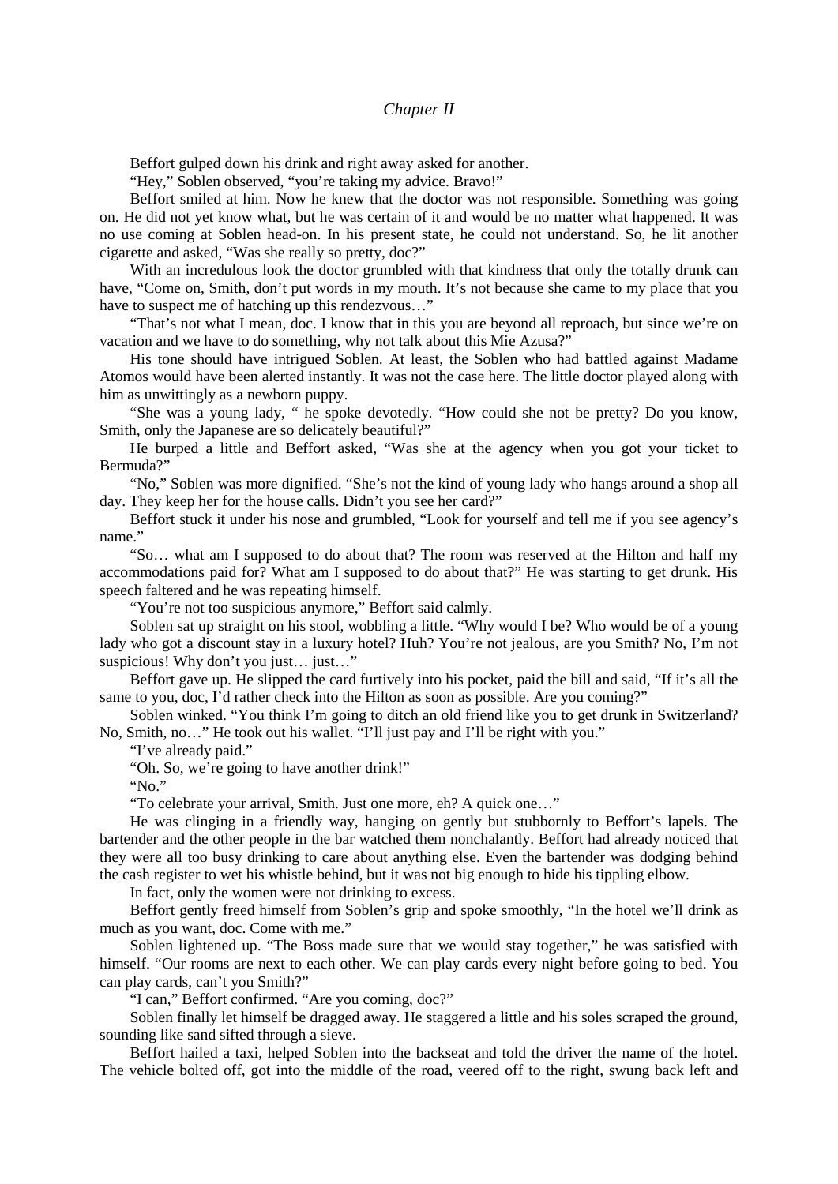*Chapter II*

Beffort gulped down his drink and right away asked for another.

"Hey," Soblen observed, "you're taking my advice. Bravo!"

Beffort smiled at him. Now he knew that the doctor was not responsible. Something was going on. He did not yet know what, but he was certain of it and would be no matter what happened. It was no use coming at Soblen head-on. In his present state, he could not understand. So, he lit another cigarette and asked, "Was she really so pretty, doc?"

With an incredulous look the doctor grumbled with that kindness that only the totally drunk can have, "Come on, Smith, don't put words in my mouth. It's not because she came to my place that you have to suspect me of hatching up this rendezvous…"

"That's not what I mean, doc. I know that in this you are beyond all reproach, but since we're on vacation and we have to do something, why not talk about this Mie Azusa?"

His tone should have intrigued Soblen. At least, the Soblen who had battled against Madame Atomos would have been alerted instantly. It was not the case here. The little doctor played along with him as unwittingly as a newborn puppy.

"She was a young lady, " he spoke devotedly. "How could she not be pretty? Do you know, Smith, only the Japanese are so delicately beautiful?"

He burped a little and Beffort asked, "Was she at the agency when you got your ticket to Bermuda?"

"No," Soblen was more dignified. "She's not the kind of young lady who hangs around a shop all day. They keep her for the house calls. Didn't you see her card?"

Beffort stuck it under his nose and grumbled, "Look for yourself and tell me if you see agency's name."

"So… what am I supposed to do about that? The room was reserved at the Hilton and half my accommodations paid for? What am I supposed to do about that?" He was starting to get drunk. His speech faltered and he was repeating himself.

"You're not too suspicious anymore," Beffort said calmly.

Soblen sat up straight on his stool, wobbling a little. "Why would I be? Who would be of a young lady who got a discount stay in a luxury hotel? Huh? You're not jealous, are you Smith? No, I'm not suspicious! Why don't you just… just…"

Beffort gave up. He slipped the card furtively into his pocket, paid the bill and said, "If it's all the same to you, doc, I'd rather check into the Hilton as soon as possible. Are you coming?"

Soblen winked. "You think I'm going to ditch an old friend like you to get drunk in Switzerland? No, Smith, no…" He took out his wallet. "I'll just pay and I'll be right with you."

"I've already paid."

"Oh. So, we're going to have another drink!"

"No."

"To celebrate your arrival, Smith. Just one more, eh? A quick one…"

He was clinging in a friendly way, hanging on gently but stubbornly to Beffort's lapels. The bartender and the other people in the bar watched them nonchalantly. Beffort had already noticed that they were all too busy drinking to care about anything else. Even the bartender was dodging behind the cash register to wet his whistle behind, but it was not big enough to hide his tippling elbow.

In fact, only the women were not drinking to excess.

Beffort gently freed himself from Soblen's grip and spoke smoothly, "In the hotel we'll drink as much as you want, doc. Come with me."

Soblen lightened up. "The Boss made sure that we would stay together," he was satisfied with himself. "Our rooms are next to each other. We can play cards every night before going to bed. You can play cards, can't you Smith?"

"I can," Beffort confirmed. "Are you coming, doc?"

Soblen finally let himself be dragged away. He staggered a little and his soles scraped the ground, sounding like sand sifted through a sieve.

Beffort hailed a taxi, helped Soblen into the backseat and told the driver the name of the hotel. The vehicle bolted off, got into the middle of the road, veered off to the right, swung back left and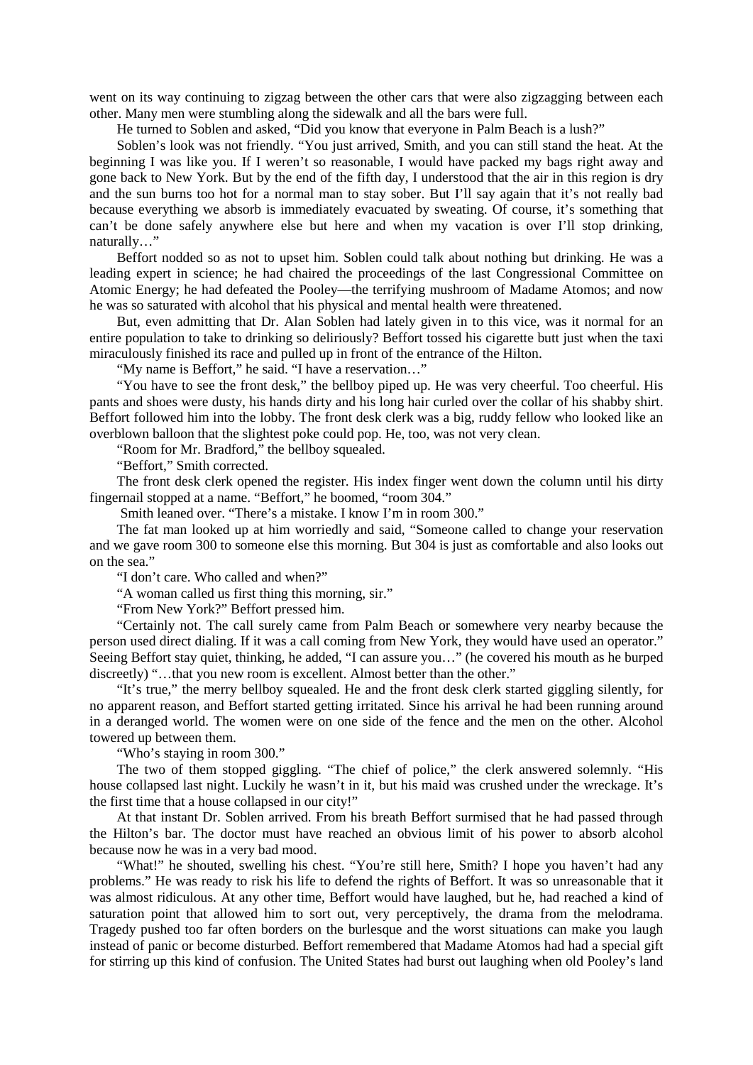went on its way continuing to zigzag between the other cars that were also zigzagging between each other. Many men were stumbling along the sidewalk and all the bars were full.

He turned to Soblen and asked, "Did you know that everyone in Palm Beach is a lush?"

Soblen's look was not friendly. "You just arrived, Smith, and you can still stand the heat. At the beginning I was like you. If I weren't so reasonable, I would have packed my bags right away and gone back to New York. But by the end of the fifth day, I understood that the air in this region is dry and the sun burns too hot for a normal man to stay sober. But I'll say again that it's not really bad because everything we absorb is immediately evacuated by sweating. Of course, it's something that can't be done safely anywhere else but here and when my vacation is over I'll stop drinking, naturally…"

Beffort nodded so as not to upset him. Soblen could talk about nothing but drinking. He was a leading expert in science; he had chaired the proceedings of the last Congressional Committee on Atomic Energy; he had defeated the Pooley—the terrifying mushroom of Madame Atomos; and now he was so saturated with alcohol that his physical and mental health were threatened.

But, even admitting that Dr. Alan Soblen had lately given in to this vice, was it normal for an entire population to take to drinking so deliriously? Beffort tossed his cigarette butt just when the taxi miraculously finished its race and pulled up in front of the entrance of the Hilton.

"My name is Beffort," he said. "I have a reservation…"

"You have to see the front desk," the bellboy piped up. He was very cheerful. Too cheerful. His pants and shoes were dusty, his hands dirty and his long hair curled over the collar of his shabby shirt. Beffort followed him into the lobby. The front desk clerk was a big, ruddy fellow who looked like an overblown balloon that the slightest poke could pop. He, too, was not very clean.

"Room for Mr. Bradford," the bellboy squealed.

"Beffort," Smith corrected.

The front desk clerk opened the register. His index finger went down the column until his dirty fingernail stopped at a name. "Beffort," he boomed, "room 304."

Smith leaned over. "There's a mistake. I know I'm in room 300."

The fat man looked up at him worriedly and said, "Someone called to change your reservation and we gave room 300 to someone else this morning. But 304 is just as comfortable and also looks out on the sea."

"I don't care. Who called and when?"

"A woman called us first thing this morning, sir."

"From New York?" Beffort pressed him.

"Certainly not. The call surely came from Palm Beach or somewhere very nearby because the person used direct dialing. If it was a call coming from New York, they would have used an operator." Seeing Beffort stay quiet, thinking, he added, "I can assure you…" (he covered his mouth as he burped discreetly) "…that you new room is excellent. Almost better than the other."

"It's true," the merry bellboy squealed. He and the front desk clerk started giggling silently, for no apparent reason, and Beffort started getting irritated. Since his arrival he had been running around in a deranged world. The women were on one side of the fence and the men on the other. Alcohol towered up between them.

"Who's staying in room 300."

The two of them stopped giggling. "The chief of police," the clerk answered solemnly. "His house collapsed last night. Luckily he wasn't in it, but his maid was crushed under the wreckage. It's the first time that a house collapsed in our city!"

At that instant Dr. Soblen arrived. From his breath Beffort surmised that he had passed through the Hilton's bar. The doctor must have reached an obvious limit of his power to absorb alcohol because now he was in a very bad mood.

"What!" he shouted, swelling his chest. "You're still here, Smith? I hope you haven't had any problems." He was ready to risk his life to defend the rights of Beffort. It was so unreasonable that it was almost ridiculous. At any other time, Beffort would have laughed, but he, had reached a kind of saturation point that allowed him to sort out, very perceptively, the drama from the melodrama. Tragedy pushed too far often borders on the burlesque and the worst situations can make you laugh instead of panic or become disturbed. Beffort remembered that Madame Atomos had had a special gift for stirring up this kind of confusion. The United States had burst out laughing when old Pooley's land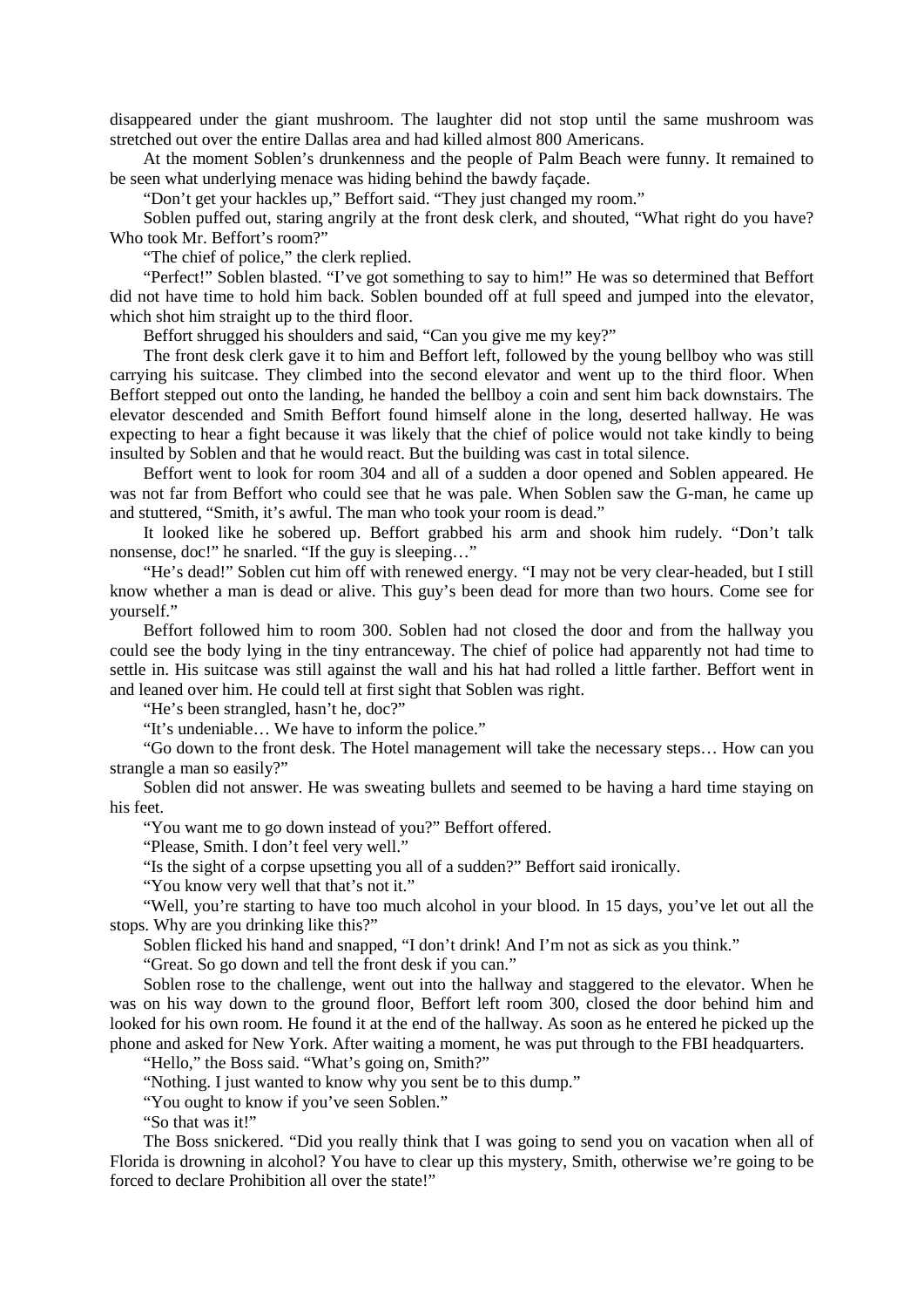disappeared under the giant mushroom. The laughter did not stop until the same mushroom was stretched out over the entire Dallas area and had killed almost 800 Americans.

At the moment Soblen's drunkenness and the people of Palm Beach were funny. It remained to be seen what underlying menace was hiding behind the bawdy façade.

"Don't get your hackles up," Beffort said. "They just changed my room."

Soblen puffed out, staring angrily at the front desk clerk, and shouted, "What right do you have? Who took Mr. Beffort's room?"

"The chief of police," the clerk replied.

"Perfect!" Soblen blasted. "I've got something to say to him!" He was so determined that Beffort did not have time to hold him back. Soblen bounded off at full speed and jumped into the elevator, which shot him straight up to the third floor.

Beffort shrugged his shoulders and said, "Can you give me my key?"

The front desk clerk gave it to him and Beffort left, followed by the young bellboy who was still carrying his suitcase. They climbed into the second elevator and went up to the third floor. When Beffort stepped out onto the landing, he handed the bellboy a coin and sent him back downstairs. The elevator descended and Smith Beffort found himself alone in the long, deserted hallway. He was expecting to hear a fight because it was likely that the chief of police would not take kindly to being insulted by Soblen and that he would react. But the building was cast in total silence.

Beffort went to look for room 304 and all of a sudden a door opened and Soblen appeared. He was not far from Beffort who could see that he was pale. When Soblen saw the G-man, he came up and stuttered, "Smith, it's awful. The man who took your room is dead."

It looked like he sobered up. Beffort grabbed his arm and shook him rudely. "Don't talk nonsense, doc!" he snarled. "If the guy is sleeping…"

"He's dead!" Soblen cut him off with renewed energy. "I may not be very clear-headed, but I still know whether a man is dead or alive. This guy's been dead for more than two hours. Come see for yourself."

Beffort followed him to room 300. Soblen had not closed the door and from the hallway you could see the body lying in the tiny entranceway. The chief of police had apparently not had time to settle in. His suitcase was still against the wall and his hat had rolled a little farther. Beffort went in and leaned over him. He could tell at first sight that Soblen was right.

"He's been strangled, hasn't he, doc?"

"It's undeniable… We have to inform the police."

"Go down to the front desk. The Hotel management will take the necessary steps… How can you strangle a man so easily?"

Soblen did not answer. He was sweating bullets and seemed to be having a hard time staying on his feet.

"You want me to go down instead of you?" Beffort offered.

"Please, Smith. I don't feel very well."

"Is the sight of a corpse upsetting you all of a sudden?" Beffort said ironically.

"You know very well that that's not it."

"Well, you're starting to have too much alcohol in your blood. In 15 days, you've let out all the stops. Why are you drinking like this?"

Soblen flicked his hand and snapped, "I don't drink! And I'm not as sick as you think."

"Great. So go down and tell the front desk if you can."

Soblen rose to the challenge, went out into the hallway and staggered to the elevator. When he was on his way down to the ground floor, Beffort left room 300, closed the door behind him and looked for his own room. He found it at the end of the hallway. As soon as he entered he picked up the phone and asked for New York. After waiting a moment, he was put through to the FBI headquarters.

"Hello," the Boss said. "What's going on, Smith?"

"Nothing. I just wanted to know why you sent be to this dump."

"You ought to know if you've seen Soblen."

"So that was it!"

The Boss snickered. "Did you really think that I was going to send you on vacation when all of Florida is drowning in alcohol? You have to clear up this mystery, Smith, otherwise we're going to be forced to declare Prohibition all over the state!"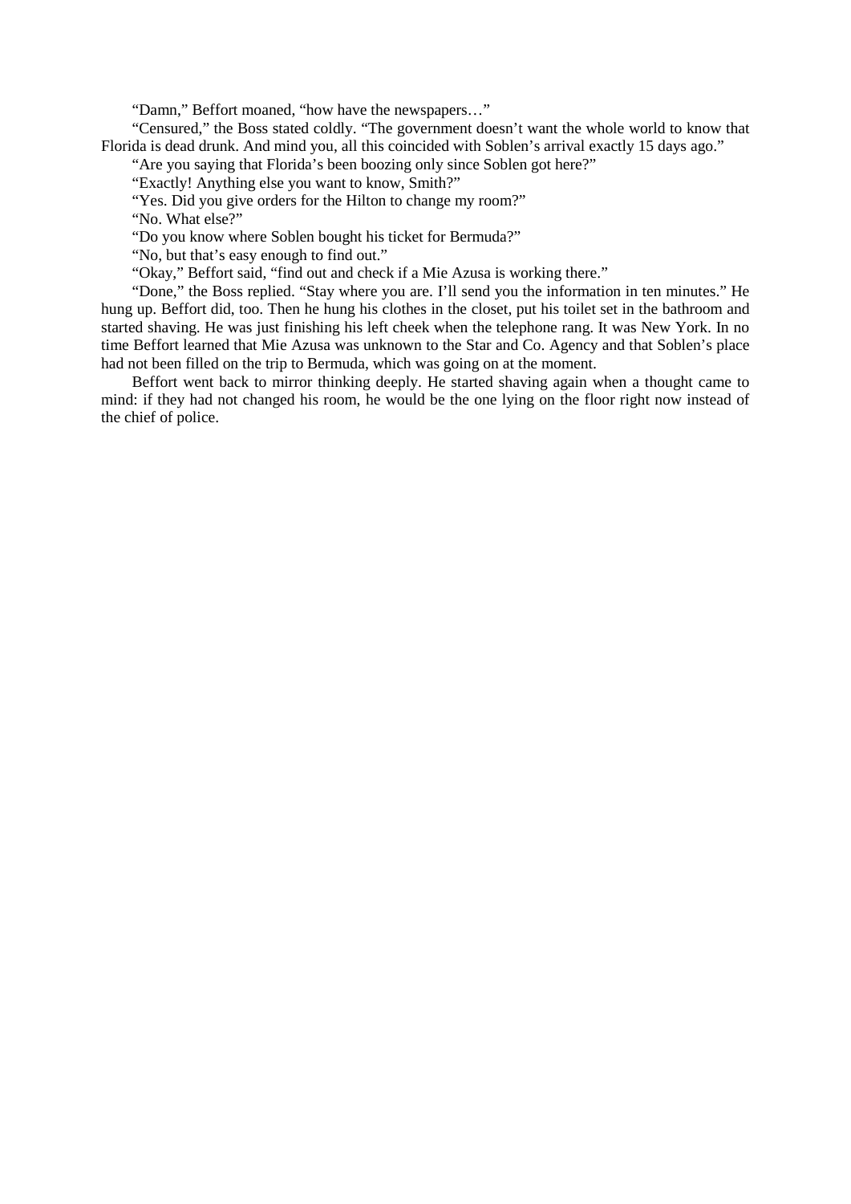“Damn,” Beffort moaned, “how have the newspapers…”

“Censured,” the Boss stated coldly. “The government doesn’t want the whole world to know that Florida is dead drunk. And mind you, all this coincided with Soblen’s arrival exactly 15 days ago.”

“Are you saying that Florida’s been boozing only since Soblen got here?”

“Exactly! Anything else you want to know, Smith?”

“Yes. Did you give orders for the Hilton to change my room?”

“No. What else?”

“Do you know where Soblen bought his ticket for Bermuda?”

“No, but that’s easy enough to find out.”

“Okay,” Beffort said, “find out and check if a Mie Azusa is working there.”

“Done,” the Boss replied. “Stay where you are. I’ll send you the information in ten minutes.” He hung up. Beffort did, too. Then he hung his clothes in the closet, put his toilet set in the bathroom and started shaving. He was just finishing his left cheek when the telephone rang. It was New York. In no time Beffort learned that Mie Azusa was unknown to the Star and Co. Agency and that Soblen’s place had not been filled on the trip to Bermuda, which was going on at the moment.

Beffort went back to mirror thinking deeply. He started shaving again when a thought came to mind: if they had not changed his room, he would be the one lying on the floor right now instead of the chief of police.